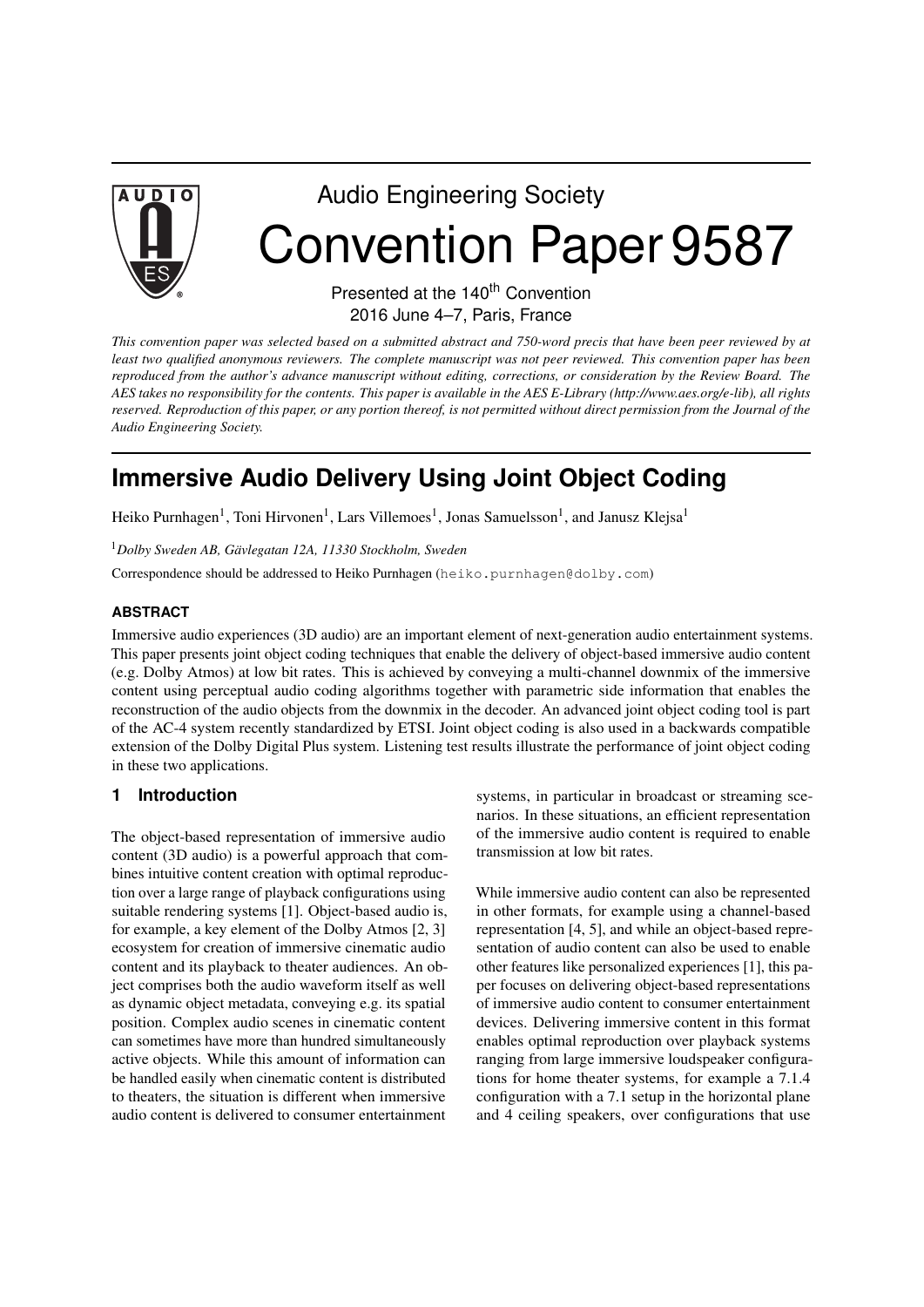Audio Engineering Society

# Convention Paper 9587

Presented at the 140th Convention
2016 June 4–7, Paris, France

*This convention paper was selected based on a submitted abstract and 750-word precis that have been peer reviewed by at least two qualified anonymous reviewers. The complete manuscript was not peer reviewed. This convention paper has been reproduced from the author's advance manuscript without editing, corrections, or consideration by the Review Board. The AES takes no responsibility for the contents. This paper is available in the AES E-Library (http://www.aes.org/e-lib), all rights reserved. Reproduction of this paper, or any portion thereof, is not permitted without direct permission from the Journal of the Audio Engineering Society.*

# Immersive Audio Delivery Using Joint Object Coding

Heiko Purnhagen[1], Toni Hirvonen[1], Lars Villemoes[1], Jonas Samuelsson[1], and Janusz Klejsa[1]

[1]*Dolby Sweden AB, Gävlegatan 12A, 11330 Stockholm, Sweden*

Correspondence should be addressed to Heiko Purnhagen (heiko.purnhagen@dolby.com)

### ABSTRACT

Immersive audio experiences (3D audio) are an important element of next-generation audio entertainment systems. This paper presents joint object coding techniques that enable the delivery of object-based immersive audio content (e.g. Dolby Atmos) at low bit rates. This is achieved by conveying a multi-channel downmix of the immersive content using perceptual audio coding algorithms together with parametric side information that enables the reconstruction of the audio objects from the downmix in the decoder. An advanced joint object coding tool is part of the AC-4 system recently standardized by ETSI. Joint object coding is also used in a backwards compatible extension of the Dolby Digital Plus system. Listening test results illustrate the performance of joint object coding in these two applications.

## 1 Introduction

The object-based representation of immersive audio content (3D audio) is a powerful approach that combines intuitive content creation with optimal reproduction over a large range of playback configurations using suitable rendering systems [1]. Object-based audio is, for example, a key element of the Dolby Atmos [2, 3] ecosystem for creation of immersive cinematic audio content and its playback to theater audiences. An object comprises both the audio waveform itself as well as dynamic object metadata, conveying e.g. its spatial position. Complex audio scenes in cinematic content can sometimes have more than hundred simultaneously active objects. While this amount of information can be handled easily when cinematic content is distributed to theaters, the situation is different when immersive audio content is delivered to consumer entertainment systems, in particular in broadcast or streaming scenarios. In these situations, an efficient representation of the immersive audio content is required to enable transmission at low bit rates.

While immersive audio content can also be represented in other formats, for example using a channel-based representation [4, 5], and while an object-based representation of audio content can also be used to enable other features like personalized experiences [1], this paper focuses on delivering object-based representations of immersive audio content to consumer entertainment devices. Delivering immersive content in this format enables optimal reproduction over playback systems ranging from large immersive loudspeaker configurations for home theater systems, for example a 7.1.4 configuration with a 7.1 setup in the horizontal plane and 4 ceiling speakers, over configurations that use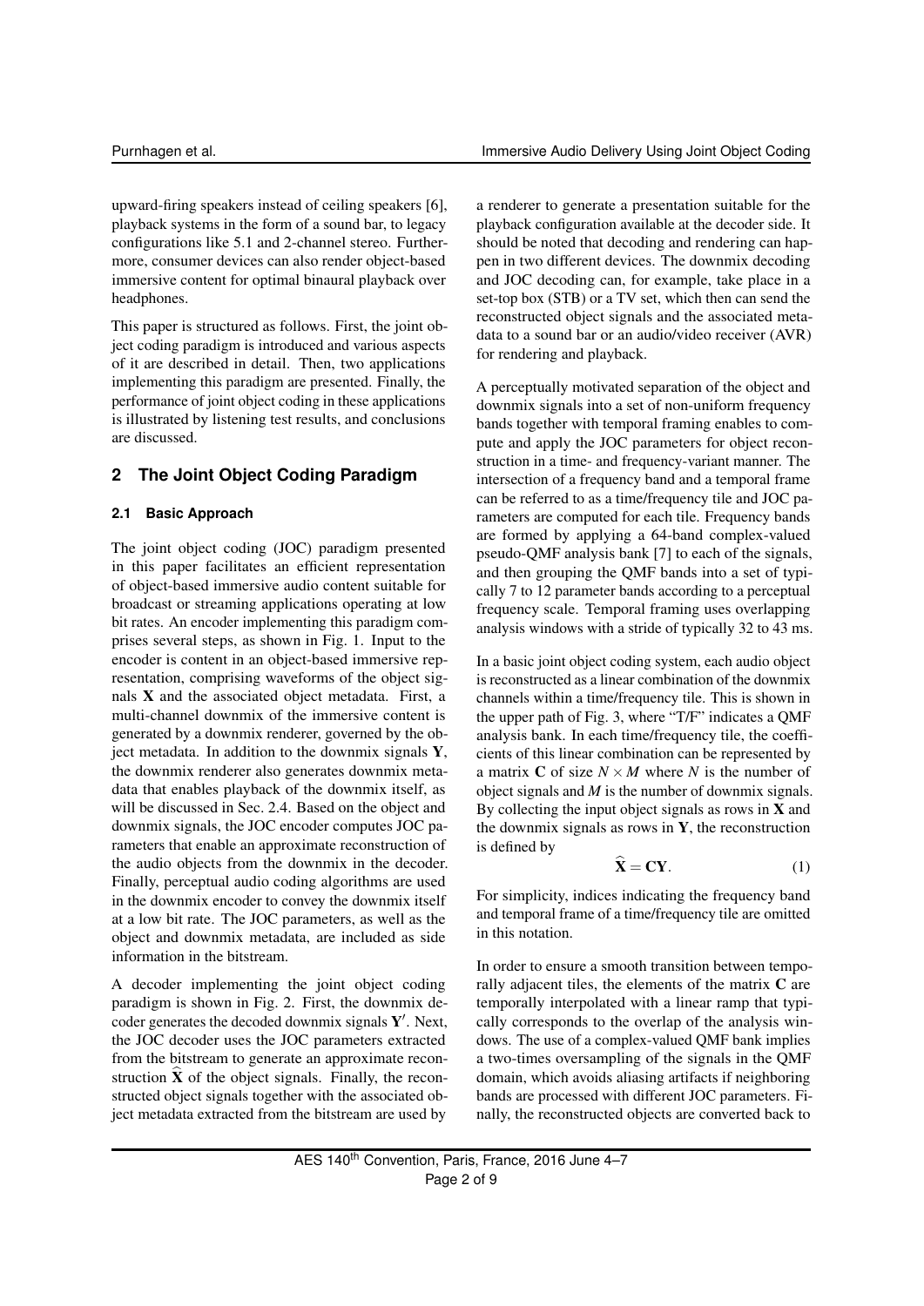upward-firing speakers instead of ceiling speakers [6], playback systems in the form of a sound bar, to legacy configurations like 5.1 and 2-channel stereo. Furthermore, consumer devices can also render object-based immersive content for optimal binaural playback over headphones.

This paper is structured as follows. First, the joint object coding paradigm is introduced and various aspects of it are described in detail. Then, two applications implementing this paradigm are presented. Finally, the performance of joint object coding in these applications is illustrated by listening test results, and conclusions are discussed.

## 2 The Joint Object Coding Paradigm

### 2.1 Basic Approach

The joint object coding (JOC) paradigm presented in this paper facilitates an efficient representation of object-based immersive audio content suitable for broadcast or streaming applications operating at low bit rates. An encoder implementing this paradigm comprises several steps, as shown in Fig. 1. Input to the encoder is content in an object-based immersive representation, comprising waveforms of the object signals $\mathbf{X}$ and the associated object metadata. First, a multi-channel downmix of the immersive content is generated by a downmix renderer, governed by the object metadata. In addition to the downmix signals $\mathbf{Y}$, the downmix renderer also generates downmix metadata that enables playback of the downmix itself, as will be discussed in Sec. 2.4. Based on the object and downmix signals, the JOC encoder computes JOC parameters that enable an approximate reconstruction of the audio objects from the downmix in the decoder. Finally, perceptual audio coding algorithms are used in the downmix encoder to convey the downmix itself at a low bit rate. The JOC parameters, as well as the object and downmix metadata, are included as side information in the bitstream.

A decoder implementing the joint object coding paradigm is shown in Fig. 2. First, the downmix decoder generates the decoded downmix signals $\mathbf{Y}'$. Next, the JOC decoder uses the JOC parameters extracted from the bitstream to generate an approximate reconstruction $\widehat{\mathbf{X}}$ of the object signals. Finally, the reconstructed object signals together with the associated object metadata extracted from the bitstream are used by a renderer to generate a presentation suitable for the playback configuration available at the decoder side. It should be noted that decoding and rendering can happen in two different devices. The downmix decoding and JOC decoding can, for example, take place in a set-top box (STB) or a TV set, which then can send the reconstructed object signals and the associated metadata to a sound bar or an audio/video receiver (AVR) for rendering and playback.

A perceptually motivated separation of the object and downmix signals into a set of non-uniform frequency bands together with temporal framing enables to compute and apply the JOC parameters for object reconstruction in a time- and frequency-variant manner. The intersection of a frequency band and a temporal frame can be referred to as a time/frequency tile and JOC parameters are computed for each tile. Frequency bands are formed by applying a 64-band complex-valued pseudo-QMF analysis bank [7] to each of the signals, and then grouping the QMF bands into a set of typically 7 to 12 parameter bands according to a perceptual frequency scale. Temporal framing uses overlapping analysis windows with a stride of typically 32 to 43 ms.

In a basic joint object coding system, each audio object is reconstructed as a linear combination of the downmix channels within a time/frequency tile. This is shown in the upper path of Fig. 3, where "T/F" indicates a QMF analysis bank. In each time/frequency tile, the coefficients of this linear combination can be represented by a matrix $\mathbf{C}$ of size $N \times M$ where $N$ is the number of object signals and $M$ is the number of downmix signals. By collecting the input object signals as rows in $\mathbf{X}$ and the downmix signals as rows in $\mathbf{Y}$, the reconstruction is defined by

$$\widehat{\mathbf{X}} = \mathbf{C}\mathbf{Y}. \tag{1}$$

For simplicity, indices indicating the frequency band and temporal frame of a time/frequency tile are omitted in this notation.

In order to ensure a smooth transition between temporally adjacent tiles, the elements of the matrix $\mathbf{C}$ are temporally interpolated with a linear ramp that typically corresponds to the overlap of the analysis windows. The use of a complex-valued QMF bank implies a two-times oversampling of the signals in the QMF domain, which avoids aliasing artifacts if neighboring bands are processed with different JOC parameters. Finally, the reconstructed objects are converted back to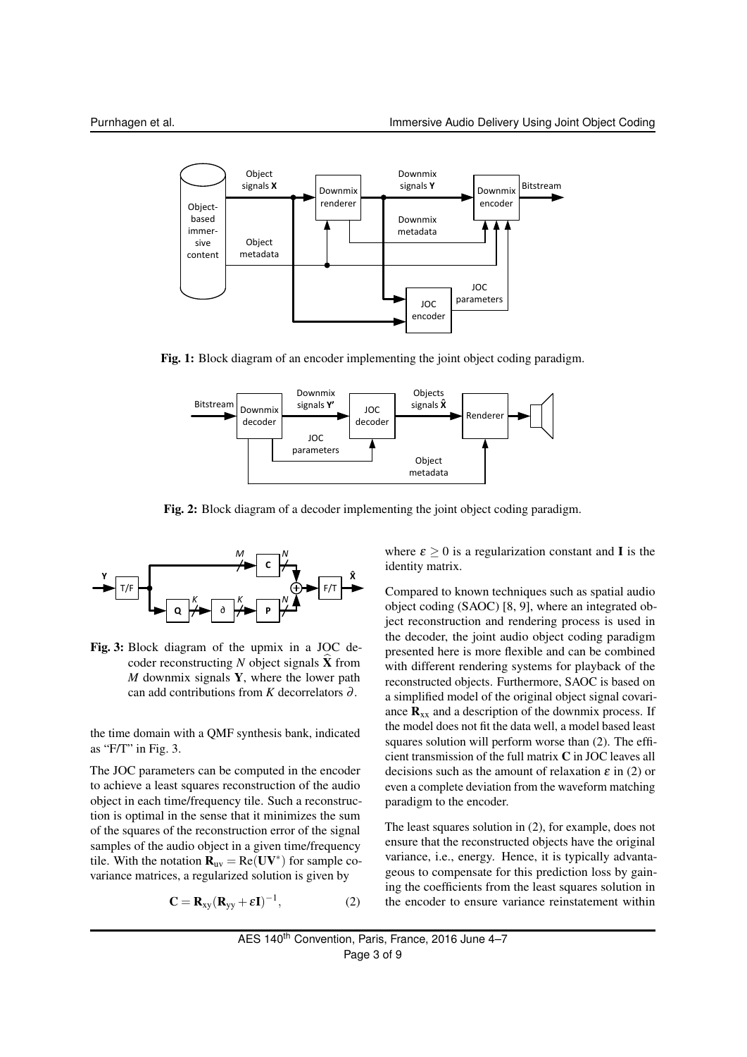Fig. 1: Block diagram of an encoder implementing the joint object coding paradigm.

Fig. 2: Block diagram of a decoder implementing the joint object coding paradigm.

Fig. 3: Block diagram of the upmix in a JOC decoder reconstructing $N$ object signals $\widehat{\mathbf{X}}$ from $M$ downmix signals $\mathbf{Y}$, where the lower path can add contributions from $K$ decorrelators $\partial$.

the time domain with a QMF synthesis bank, indicated as "F/T" in Fig. 3.

The JOC parameters can be computed in the encoder to achieve a least squares reconstruction of the audio object in each time/frequency tile. Such a reconstruction is optimal in the sense that it minimizes the sum of the squares of the reconstruction error of the signal samples of the audio object in a given time/frequency tile. With the notation $\mathbf{R}_{\text{uv}} = \text{Re}(\mathbf{U}\mathbf{V}^*)$ for sample covariance matrices, a regularized solution is given by

$$\mathbf{C} = \mathbf{R}_{\text{xy}}(\mathbf{R}_{\text{yy}} + \varepsilon\mathbf{I})^{-1}, \tag{2}$$

where $\varepsilon \geq 0$ is a regularization constant and $\mathbf{I}$ is the identity matrix.

Compared to known techniques such as spatial audio object coding (SAOC) [8, 9], where an integrated object reconstruction and rendering process is used in the decoder, the joint audio object coding paradigm presented here is more flexible and can be combined with different rendering systems for playback of the reconstructed objects. Furthermore, SAOC is based on a simplified model of the original object signal covariance $\mathbf{R}_{\text{xx}}$ and a description of the downmix process. If the model does not fit the data well, a model based least squares solution will perform worse than (2). The efficient transmission of the full matrix $\mathbf{C}$ in JOC leaves all decisions such as the amount of relaxation $\varepsilon$ in (2) or even a complete deviation from the waveform matching paradigm to the encoder.

The least squares solution in (2), for example, does not ensure that the reconstructed objects have the original variance, i.e., energy. Hence, it is typically advantageous to compensate for this prediction loss by gaining the coefficients from the least squares solution in the encoder to ensure variance reinstatement within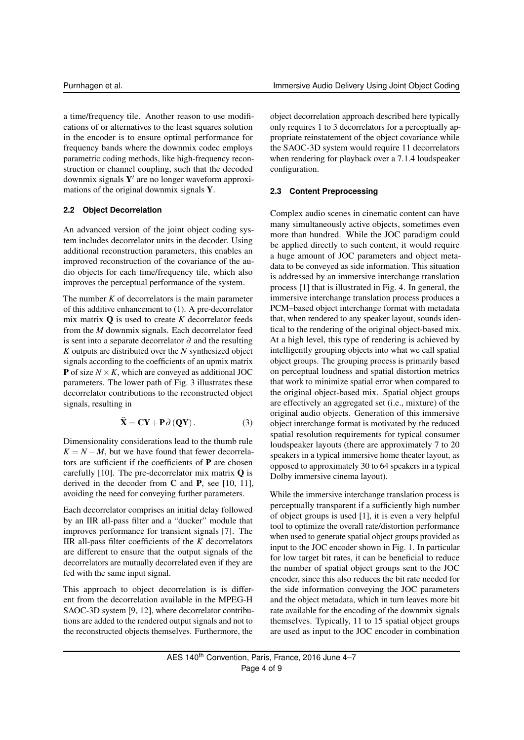a time/frequency tile. Another reason to use modifications of or alternatives to the least squares solution in the encoder is to ensure optimal performance for frequency bands where the downmix codec employs parametric coding methods, like high-frequency reconstruction or channel coupling, such that the decoded downmix signals $\mathbf{Y}'$ are no longer waveform approximations of the original downmix signals $\mathbf{Y}$.

### 2.2 Object Decorrelation

An advanced version of the joint object coding system includes decorrelator units in the decoder. Using additional reconstruction parameters, this enables an improved reconstruction of the covariance of the audio objects for each time/frequency tile, which also improves the perceptual performance of the system.

The number $K$ of decorrelators is the main parameter of this additive enhancement to (1). A pre-decorrelator mix matrix $\mathbf{Q}$ is used to create $K$ decorrelator feeds from the $M$ downmix signals. Each decorrelator feed is sent into a separate decorrelator $\partial$ and the resulting $K$ outputs are distributed over the $N$ synthesized object signals according to the coefficients of an upmix matrix $\mathbf{P}$ of size $N \times K$, which are conveyed as additional JOC parameters. The lower path of Fig. 3 illustrates these decorrelator contributions to the reconstructed object signals, resulting in

$$\widehat{\mathbf{X}} = \mathbf{C}\mathbf{Y} + \mathbf{P}\,\partial\left(\mathbf{Q}\mathbf{Y}\right). \tag{3}$$

Dimensionality considerations lead to the thumb rule $K = N - M$, but we have found that fewer decorrelators are sufficient if the coefficients of $\mathbf{P}$ are chosen carefully [10]. The pre-decorrelator mix matrix $\mathbf{Q}$ is derived in the decoder from $\mathbf{C}$ and $\mathbf{P}$, see [10, 11], avoiding the need for conveying further parameters.

Each decorrelator comprises an initial delay followed by an IIR all-pass filter and a "ducker" module that improves performance for transient signals [7]. The IIR all-pass filter coefficients of the $K$ decorrelators are different to ensure that the output signals of the decorrelators are mutually decorrelated even if they are fed with the same input signal.

This approach to object decorrelation is is different from the decorrelation available in the MPEG-H SAOC-3D system [9, 12], where decorrelator contributions are added to the rendered output signals and not to the reconstructed objects themselves. Furthermore, the object decorrelation approach described here typically only requires 1 to 3 decorrelators for a perceptually appropriate reinstatement of the object covariance while the SAOC-3D system would require 11 decorrelators when rendering for playback over a 7.1.4 loudspeaker configuration.

### 2.3 Content Preprocessing

Complex audio scenes in cinematic content can have many simultaneously active objects, sometimes even more than hundred. While the JOC paradigm could be applied directly to such content, it would require a huge amount of JOC parameters and object metadata to be conveyed as side information. This situation is addressed by an immersive interchange translation process [1] that is illustrated in Fig. 4. In general, the immersive interchange translation process produces a PCM–based object interchange format with metadata that, when rendered to any speaker layout, sounds identical to the rendering of the original object-based mix. At a high level, this type of rendering is achieved by intelligently grouping objects into what we call spatial object groups. The grouping process is primarily based on perceptual loudness and spatial distortion metrics that work to minimize spatial error when compared to the original object-based mix. Spatial object groups are effectively an aggregated set (i.e., mixture) of the original audio objects. Generation of this immersive object interchange format is motivated by the reduced spatial resolution requirements for typical consumer loudspeaker layouts (there are approximately 7 to 20 speakers in a typical immersive home theater layout, as opposed to approximately 30 to 64 speakers in a typical Dolby immersive cinema layout).

While the immersive interchange translation process is perceptually transparent if a sufficiently high number of object groups is used [1], it is even a very helpful tool to optimize the overall rate/distortion performance when used to generate spatial object groups provided as input to the JOC encoder shown in Fig. 1. In particular for low target bit rates, it can be beneficial to reduce the number of spatial object groups sent to the JOC encoder, since this also reduces the bit rate needed for the side information conveying the JOC parameters and the object metadata, which in turn leaves more bit rate available for the encoding of the downmix signals themselves. Typically, 11 to 15 spatial object groups are used as input to the JOC encoder in combination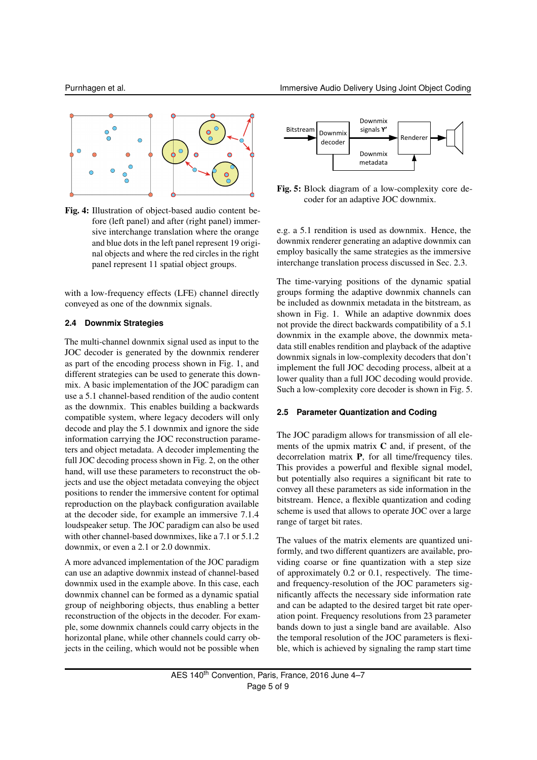Fig. 4: Illustration of object-based audio content before (left panel) and after (right panel) immersive interchange translation where the orange and blue dots in the left panel represent 19 original objects and where the red circles in the right panel represent 11 spatial object groups.

with a low-frequency effects (LFE) channel directly conveyed as one of the downmix signals.

### 2.4 Downmix Strategies

The multi-channel downmix signal used as input to the JOC decoder is generated by the downmix renderer as part of the encoding process shown in Fig. 1, and different strategies can be used to generate this downmix. A basic implementation of the JOC paradigm can use a 5.1 channel-based rendition of the audio content as the downmix. This enables building a backwards compatible system, where legacy decoders will only decode and play the 5.1 downmix and ignore the side information carrying the JOC reconstruction parameters and object metadata. A decoder implementing the full JOC decoding process shown in Fig. 2, on the other hand, will use these parameters to reconstruct the objects and use the object metadata conveying the object positions to render the immersive content for optimal reproduction on the playback configuration available at the decoder side, for example an immersive 7.1.4 loudspeaker setup. The JOC paradigm can also be used with other channel-based downmixes, like a 7.1 or 5.1.2 downmix, or even a 2.1 or 2.0 downmix.

A more advanced implementation of the JOC paradigm can use an adaptive downmix instead of channel-based downmix used in the example above. In this case, each downmix channel can be formed as a dynamic spatial group of neighboring objects, thus enabling a better reconstruction of the objects in the decoder. For example, some downmix channels could carry objects in the horizontal plane, while other channels could carry objects in the ceiling, which would not be possible when e.g. a 5.1 rendition is used as downmix. Hence, the downmix renderer generating an adaptive downmix can employ basically the same strategies as the immersive interchange translation process discussed in Sec. 2.3.

The time-varying positions of the dynamic spatial groups forming the adaptive downmix channels can be included as downmix metadata in the bitstream, as shown in Fig. 1. While an adaptive downmix does not provide the direct backwards compatibility of a 5.1 downmix in the example above, the downmix metadata still enables rendition and playback of the adaptive downmix signals in low-complexity decoders that don't implement the full JOC decoding process, albeit at a lower quality than a full JOC decoding would provide. Such a low-complexity core decoder is shown in Fig. 5.

Fig. 5: Block diagram of a low-complexity core decoder for an adaptive JOC downmix.

### 2.5 Parameter Quantization and Coding

The JOC paradigm allows for transmission of all elements of the upmix matrix $\mathbf{C}$ and, if present, of the decorrelation matrix $\mathbf{P}$, for all time/frequency tiles. This provides a powerful and flexible signal model, but potentially also requires a significant bit rate to convey all these parameters as side information in the bitstream. Hence, a flexible quantization and coding scheme is used that allows to operate JOC over a large range of target bit rates.

The values of the matrix elements are quantized uniformly, and two different quantizers are available, providing coarse or fine quantization with a step size of approximately 0.2 or 0.1, respectively. The time- and frequency-resolution of the JOC parameters significantly affects the necessary side information rate and can be adapted to the desired target bit rate operation point. Frequency resolutions from 23 parameter bands down to just a single band are available. Also the temporal resolution of the JOC parameters is flexible, which is achieved by signaling the ramp start time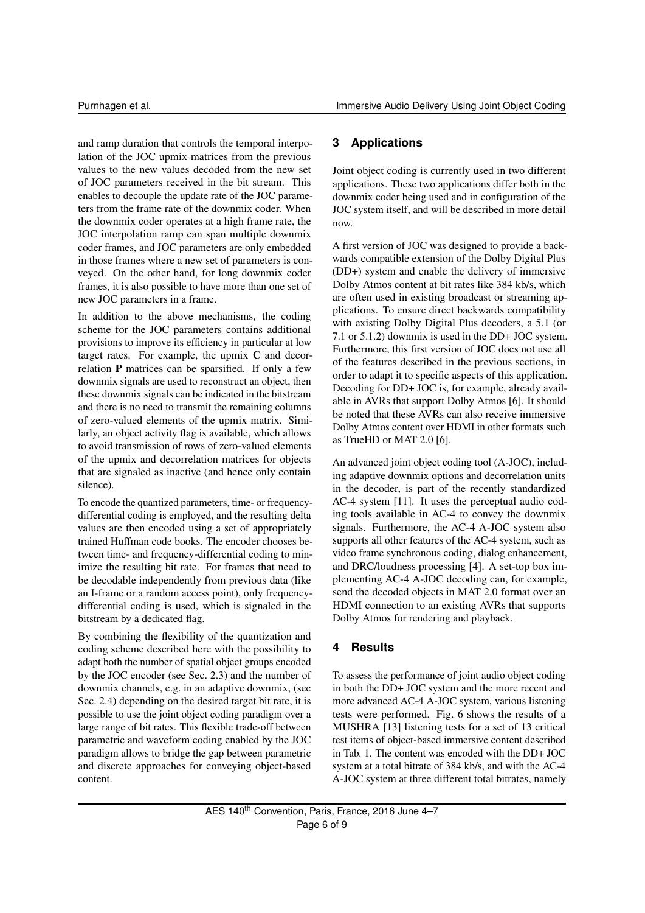and ramp duration that controls the temporal interpolation of the JOC upmix matrices from the previous values to the new values decoded from the new set of JOC parameters received in the bit stream. This enables to decouple the update rate of the JOC parameters from the frame rate of the downmix coder. When the downmix coder operates at a high frame rate, the JOC interpolation ramp can span multiple downmix coder frames, and JOC parameters are only embedded in those frames where a new set of parameters is conveyed. On the other hand, for long downmix coder frames, it is also possible to have more than one set of new JOC parameters in a frame.

In addition to the above mechanisms, the coding scheme for the JOC parameters contains additional provisions to improve its efficiency in particular at low target rates. For example, the upmix $\mathbf{C}$ and decorrelation $\mathbf{P}$ matrices can be sparsified. If only a few downmix signals are used to reconstruct an object, then these downmix signals can be indicated in the bitstream and there is no need to transmit the remaining columns of zero-valued elements of the upmix matrix. Similarly, an object activity flag is available, which allows to avoid transmission of rows of zero-valued elements of the upmix and decorrelation matrices for objects that are signaled as inactive (and hence only contain silence).

To encode the quantized parameters, time- or frequency-differential coding is employed, and the resulting delta values are then encoded using a set of appropriately trained Huffman code books. The encoder chooses between time- and frequency-differential coding to minimize the resulting bit rate. For frames that need to be decodable independently from previous data (like an I-frame or a random access point), only frequency-differential coding is used, which is signaled in the bitstream by a dedicated flag.

By combining the flexibility of the quantization and coding scheme described here with the possibility to adapt both the number of spatial object groups encoded by the JOC encoder (see Sec. 2.3) and the number of downmix channels, e.g. in an adaptive downmix, (see Sec. 2.4) depending on the desired target bit rate, it is possible to use the joint object coding paradigm over a large range of bit rates. This flexible trade-off between parametric and waveform coding enabled by the JOC paradigm allows to bridge the gap between parametric and discrete approaches for conveying object-based content.

## 3 Applications

Joint object coding is currently used in two different applications. These two applications differ both in the downmix coder being used and in configuration of the JOC system itself, and will be described in more detail now.

A first version of JOC was designed to provide a backwards compatible extension of the Dolby Digital Plus (DD+) system and enable the delivery of immersive Dolby Atmos content at bit rates like 384 kb/s, which are often used in existing broadcast or streaming applications. To ensure direct backwards compatibility with existing Dolby Digital Plus decoders, a 5.1 (or 7.1 or 5.1.2) downmix is used in the DD+ JOC system. Furthermore, this first version of JOC does not use all of the features described in the previous sections, in order to adapt it to specific aspects of this application. Decoding for DD+ JOC is, for example, already available in AVRs that support Dolby Atmos [6]. It should be noted that these AVRs can also receive immersive Dolby Atmos content over HDMI in other formats such as TrueHD or MAT 2.0 [6].

An advanced joint object coding tool (A-JOC), including adaptive downmix options and decorrelation units in the decoder, is part of the recently standardized AC-4 system [11]. It uses the perceptual audio coding tools available in AC-4 to convey the downmix signals. Furthermore, the AC-4 A-JOC system also supports all other features of the AC-4 system, such as video frame synchronous coding, dialog enhancement, and DRC/loudness processing [4]. A set-top box implementing AC-4 A-JOC decoding can, for example, send the decoded objects in MAT 2.0 format over an HDMI connection to an existing AVRs that supports Dolby Atmos for rendering and playback.

## 4 Results

To assess the performance of joint audio object coding in both the DD+ JOC system and the more recent and more advanced AC-4 A-JOC system, various listening tests were performed. Fig. 6 shows the results of a MUSHRA [13] listening tests for a set of 13 critical test items of object-based immersive content described in Tab. 1. The content was encoded with the DD+ JOC system at a total bitrate of 384 kb/s, and with the AC-4 A-JOC system at three different total bitrates, namely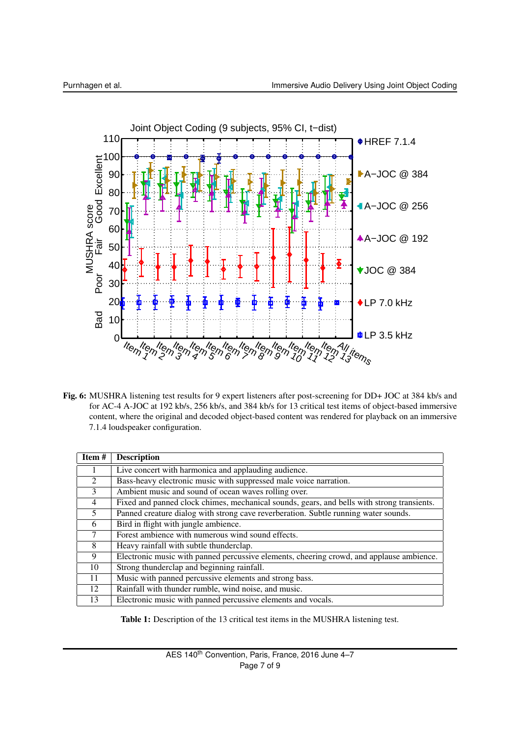**Fig. 6:** MUSHRA listening test results for 9 expert listeners after post-screening for DD+ JOC at 384 kb/s and for AC-4 A-JOC at 192 kb/s, 256 kb/s, and 384 kb/s for 13 critical test items of object-based immersive content, where the original and decoded object-based content was rendered for playback on an immersive 7.1.4 loudspeaker configuration.

| Item # | Description |
|---|---|
| 1 | Live concert with harmonica and applauding audience. |
| 2 | Bass-heavy electronic music with suppressed male voice narration. |
| 3 | Ambient music and sound of ocean waves rolling over. |
| 4 | Fixed and panned clock chimes, mechanical sounds, gears, and bells with strong transients. |
| 5 | Panned creature dialog with strong cave reverberation. Subtle running water sounds. |
| 6 | Bird in flight with jungle ambience. |
| 7 | Forest ambience with numerous wind sound effects. |
| 8 | Heavy rainfall with subtle thunderclap. |
| 9 | Electronic music with panned percussive elements, cheering crowd, and applause ambience. |
| 10 | Strong thunderclap and beginning rainfall. |
| 11 | Music with panned percussive elements and strong bass. |
| 12 | Rainfall with thunder rumble, wind noise, and music. |
| 13 | Electronic music with panned percussive elements and vocals. |

**Table 1:** Description of the 13 critical test items in the MUSHRA listening test.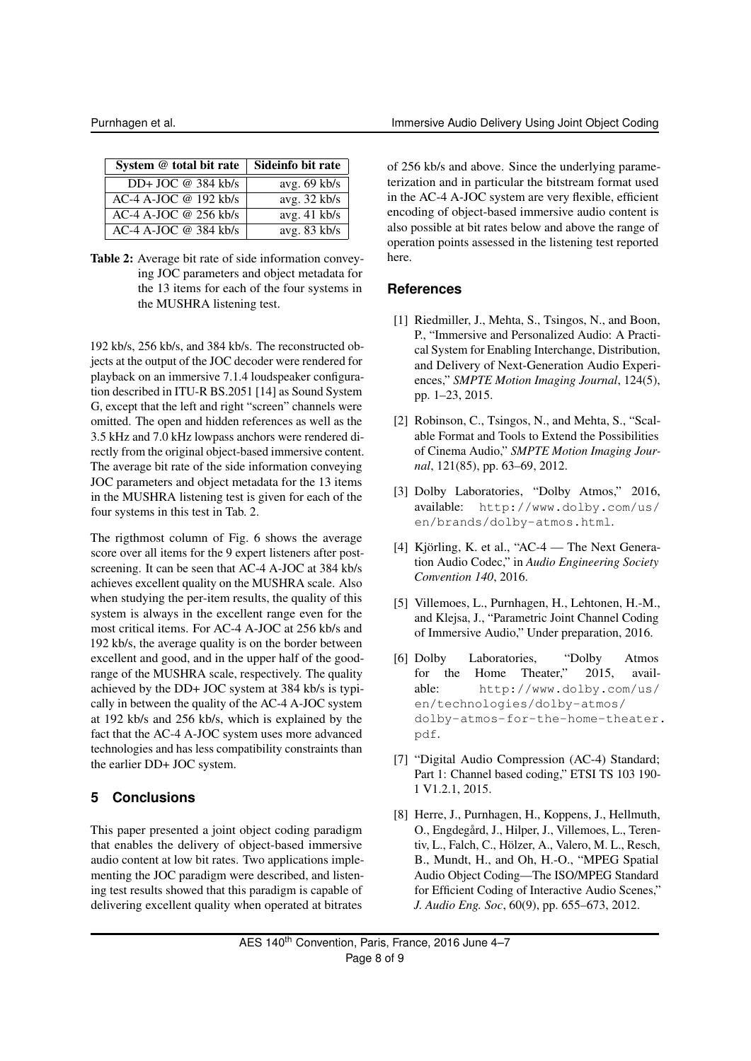| System @ total bit rate | Sideinfo bit rate |
|---|---|
| DD+ JOC @ 384 kb/s | avg. 69 kb/s |
| AC-4 A-JOC @ 192 kb/s | avg. 32 kb/s |
| AC-4 A-JOC @ 256 kb/s | avg. 41 kb/s |
| AC-4 A-JOC @ 384 kb/s | avg. 83 kb/s |

**Table 2:** Average bit rate of side information conveying JOC parameters and object metadata for the 13 items for each of the four systems in the MUSHRA listening test.

192 kb/s, 256 kb/s, and 384 kb/s. The reconstructed objects at the output of the JOC decoder were rendered for playback on an immersive 7.1.4 loudspeaker configuration described in ITU-R BS.2051 [14] as Sound System G, except that the left and right "screen" channels were omitted. The open and hidden references as well as the 3.5 kHz and 7.0 kHz lowpass anchors were rendered directly from the original object-based immersive content. The average bit rate of the side information conveying JOC parameters and object metadata of the 13 items in the MUSHRA listening test is given for each of the four systems in this test in Tab. 2.

The rigthmost column of Fig. 6 shows the average score over all items for the 9 expert listeners after post-screening. It can be seen that AC-4 A-JOC at 384 kb/s achieves excellent quality on the MUSHRA scale. Also when studying the per-item results, the quality of this system is always in the excellent range even for the most critical items. For AC-4 A-JOC at 256 kb/s and 192 kb/s, the average quality is on the border between excellent and good, and in the upper half of the good-range of the MUSHRA scale, respectively. The quality achieved by the DD+ JOC system at 384 kb/s is typically in between the quality of the AC-4 A-JOC system at 192 kb/s and 256 kb/s, which is explained by the fact that the AC-4 A-JOC system uses more advanced technologies and has less compatibility constraints than the earlier DD+ JOC system.

## 5 Conclusions

This paper presented a joint object coding paradigm that enables the delivery of object-based immersive audio content at low bit rates. Two applications implementing the JOC paradigm were described, and listening test results showed that this paradigm is capable of delivering excellent quality when operated at bitrates of 256 kb/s and above. Since the underlying parameterization and in particular the bitstream format used in the AC-4 A-JOC system are very flexible, efficient encoding of object-based immersive audio content is also possible at bit rates below and above the range of operation points assessed in the listening test reported here.

## References

[1] Riedmiller, J., Mehta, S., Tsingos, N., and Boon, P., "Immersive and Personalized Audio: A Practical System for Enabling Interchange, Distribution, and Delivery of Next-Generation Audio Experiences," *SMPTE Motion Imaging Journal*, 124(5), pp. 1–23, 2015.

[2] Robinson, C., Tsingos, N., and Mehta, S., "Scalable Format and Tools to Extend the Possibilities of Cinema Audio," *SMPTE Motion Imaging Journal*, 121(85), pp. 63–69, 2012.

[3] Dolby Laboratories, "Dolby Atmos," 2016, available: http://www.dolby.com/us/en/brands/dolby-atmos.html.

[4] Kjörling, K. et al., "AC-4 — The Next Generation Audio Codec," in *Audio Engineering Society Convention 140*, 2016.

[5] Villemoes, L., Purnhagen, H., Lehtonen, H.-M., and Klejsa, J., "Parametric Joint Channel Coding of Immersive Audio," Under preparation, 2016.

[6] Dolby Laboratories, "Dolby Atmos for the Home Theater," 2015, available: http://www.dolby.com/us/en/technologies/dolby-atmos/dolby-atmos-for-the-home-theater.pdf.

[7] "Digital Audio Compression (AC-4) Standard; Part 1: Channel based coding," ETSI TS 103 190-1 V1.2.1, 2015.

[8] Herre, J., Purnhagen, H., Koppens, J., Hellmuth, O., Engdegård, J., Hilper, J., Villemoes, L., Terentiv, L., Falch, C., Hölzer, A., Valero, M. L., Resch, B., Mundt, H., and Oh, H.-O., "MPEG Spatial Audio Object Coding—The ISO/MPEG Standard for Efficient Coding of Interactive Audio Scenes," *J. Audio Eng. Soc*, 60(9), pp. 655–673, 2012.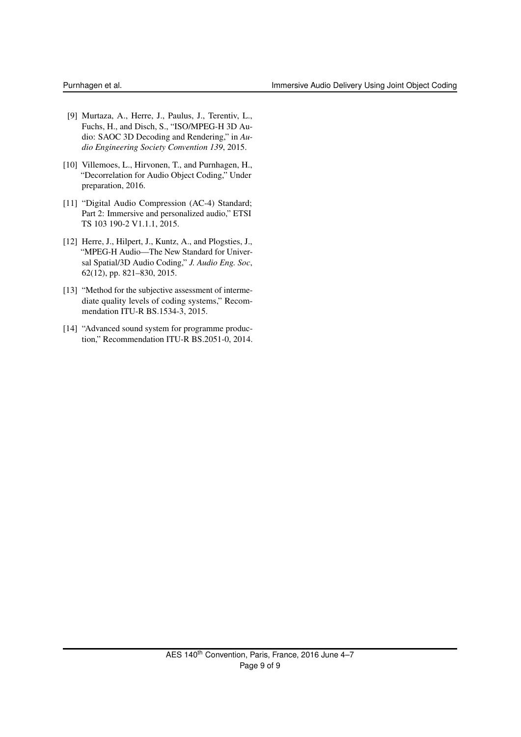[9] Murtaza, A., Herre, J., Paulus, J., Terentiv, L., Fuchs, H., and Disch, S., "ISO/MPEG-H 3D Audio: SAOC 3D Decoding and Rendering," in *Audio Engineering Society Convention 139*, 2015.

[10] Villemoes, L., Hirvonen, T., and Purnhagen, H., "Decorrelation for Audio Object Coding," Under preparation, 2016.

[11] "Digital Audio Compression (AC-4) Standard; Part 2: Immersive and personalized audio," ETSI TS 103 190-2 V1.1.1, 2015.

[12] Herre, J., Hilpert, J., Kuntz, A., and Plogsties, J., "MPEG-H Audio—The New Standard for Universal Spatial/3D Audio Coding," *J. Audio Eng. Soc*, 62(12), pp. 821–830, 2015.

[13] "Method for the subjective assessment of intermediate quality levels of coding systems," Recommendation ITU-R BS.1534-3, 2015.

[14] "Advanced sound system for programme production," Recommendation ITU-R BS.2051-0, 2014.